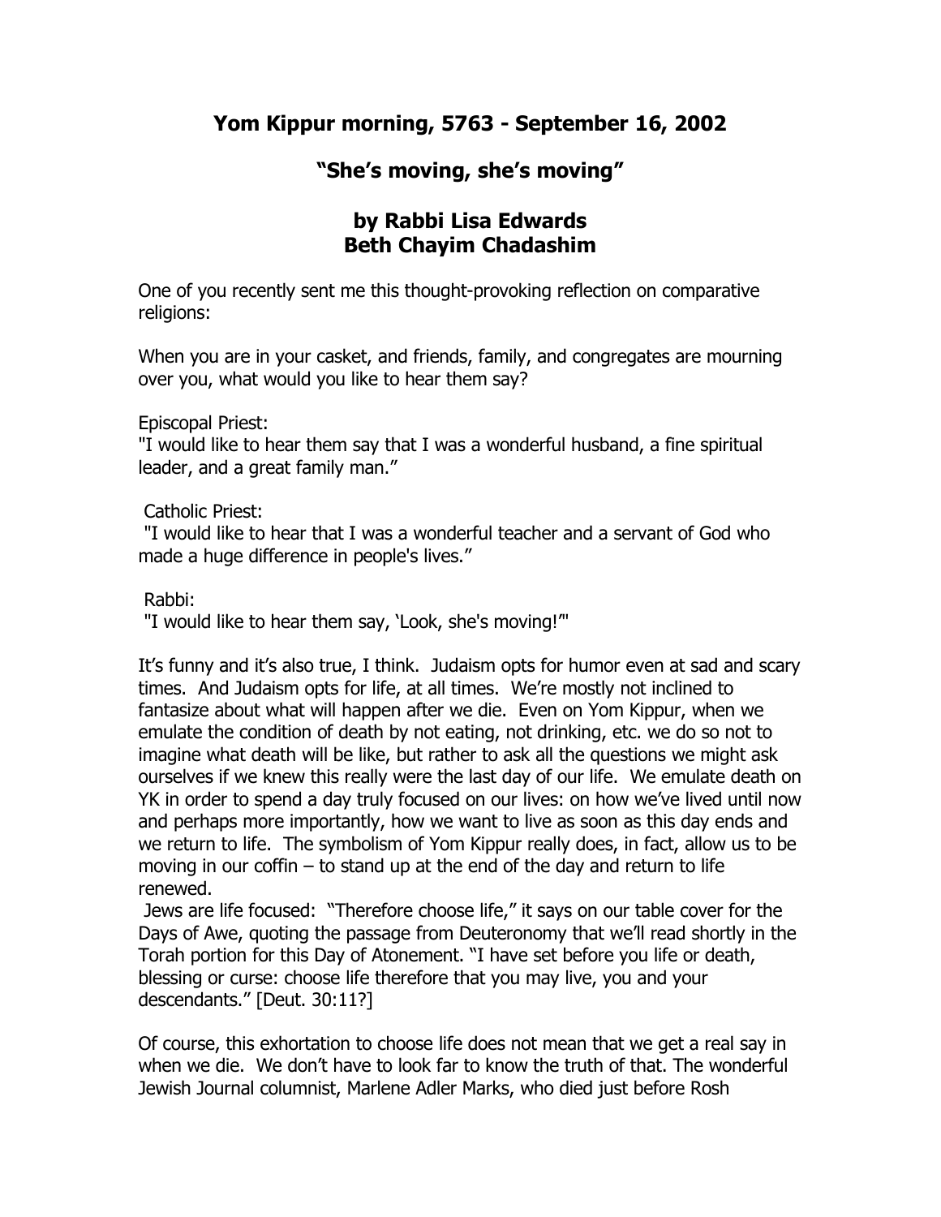# Yom Kippur morning, 5763 - September 16, 2002

## "She's moving, she's moving"

## by Rabbi Lisa Edwards
## Beth Chayim Chadashim

One of you recently sent me this thought-provoking reflection on comparative religions:

When you are in your casket, and friends, family, and congregates are mourning over you, what would you like to hear them say?

Episcopal Priest:
"I would like to hear them say that I was a wonderful husband, a fine spiritual leader, and a great family man."

Catholic Priest:
"I would like to hear that I was a wonderful teacher and a servant of God who made a huge difference in people's lives."

Rabbi:
"I would like to hear them say, 'Look, she's moving!'"

It's funny and it's also true, I think. Judaism opts for humor even at sad and scary times. And Judaism opts for life, at all times. We're mostly not inclined to fantasize about what will happen after we die. Even on Yom Kippur, when we emulate the condition of death by not eating, not drinking, etc. we do so not to imagine what death will be like, but rather to ask all the questions we might ask ourselves if we knew this really were the last day of our life. We emulate death on YK in order to spend a day truly focused on our lives: on how we've lived until now and perhaps more importantly, how we want to live as soon as this day ends and we return to life. The symbolism of Yom Kippur really does, in fact, allow us to be moving in our coffin – to stand up at the end of the day and return to life renewed.
Jews are life focused: "Therefore choose life," it says on our table cover for the Days of Awe, quoting the passage from Deuteronomy that we'll read shortly in the Torah portion for this Day of Atonement. "I have set before you life or death, blessing or curse: choose life therefore that you may live, you and your descendants." [Deut. 30:11?]

Of course, this exhortation to choose life does not mean that we get a real say in when we die. We don't have to look far to know the truth of that. The wonderful Jewish Journal columnist, Marlene Adler Marks, who died just before Rosh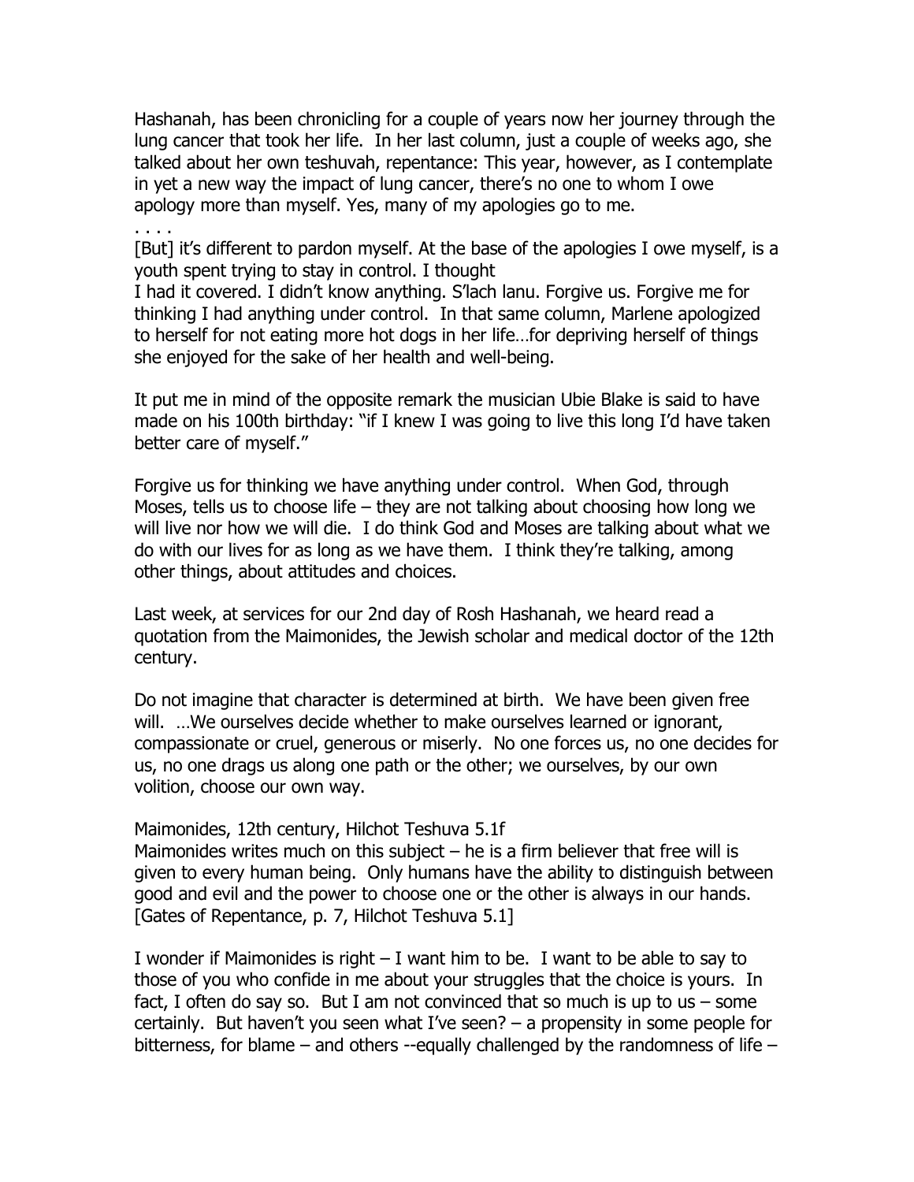Hashanah, has been chronicling for a couple of years now her journey through the lung cancer that took her life. In her last column, just a couple of weeks ago, she talked about her own teshuvah, repentance: This year, however, as I contemplate in yet a new way the impact of lung cancer, there's no one to whom I owe apology more than myself. Yes, many of my apologies go to me.

. . . .

[But] it's different to pardon myself. At the base of the apologies I owe myself, is a youth spent trying to stay in control. I thought
I had it covered. I didn't know anything. S'lach lanu. Forgive us. Forgive me for thinking I had anything under control. In that same column, Marlene apologized to herself for not eating more hot dogs in her life…for depriving herself of things she enjoyed for the sake of her health and well-being.

It put me in mind of the opposite remark the musician Ubie Blake is said to have made on his 100th birthday: "if I knew I was going to live this long I'd have taken better care of myself."

Forgive us for thinking we have anything under control. When God, through Moses, tells us to choose life – they are not talking about choosing how long we will live nor how we will die. I do think God and Moses are talking about what we do with our lives for as long as we have them. I think they're talking, among other things, about attitudes and choices.

Last week, at services for our 2nd day of Rosh Hashanah, we heard read a quotation from the Maimonides, the Jewish scholar and medical doctor of the 12th century.

Do not imagine that character is determined at birth. We have been given free will. …We ourselves decide whether to make ourselves learned or ignorant, compassionate or cruel, generous or miserly. No one forces us, no one decides for us, no one drags us along one path or the other; we ourselves, by our own volition, choose our own way.

Maimonides, 12th century, Hilchot Teshuva 5.1f
Maimonides writes much on this subject – he is a firm believer that free will is given to every human being. Only humans have the ability to distinguish between good and evil and the power to choose one or the other is always in our hands. [Gates of Repentance, p. 7, Hilchot Teshuva 5.1]

I wonder if Maimonides is right – I want him to be. I want to be able to say to those of you who confide in me about your struggles that the choice is yours. In fact, I often do say so. But I am not convinced that so much is up to us – some certainly. But haven't you seen what I've seen? – a propensity in some people for bitterness, for blame – and others --equally challenged by the randomness of life –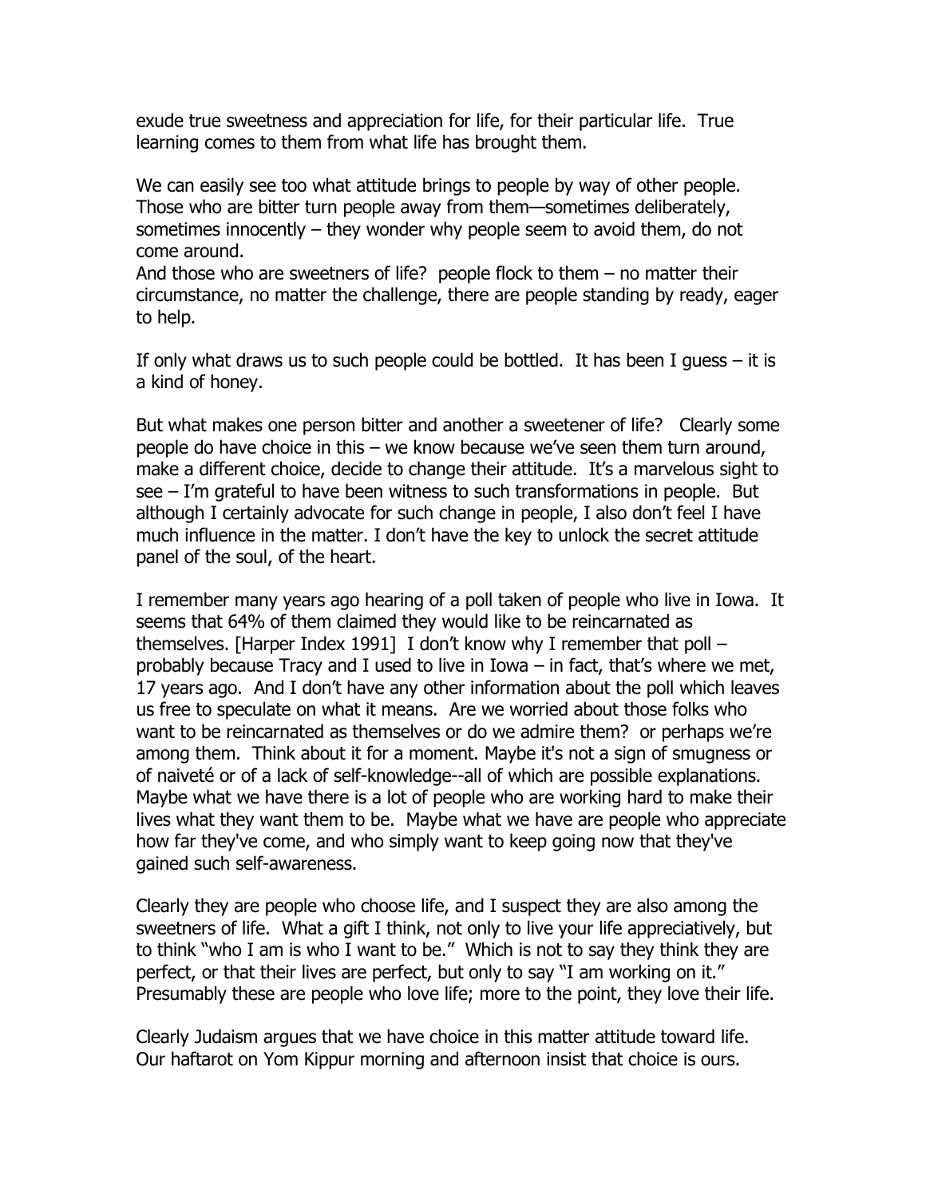exude true sweetness and appreciation for life, for their particular life. True learning comes to them from what life has brought them.

We can easily see too what attitude brings to people by way of other people. Those who are bitter turn people away from them—sometimes deliberately, sometimes innocently – they wonder why people seem to avoid them, do not come around.
And those who are sweetners of life? people flock to them – no matter their circumstance, no matter the challenge, there are people standing by ready, eager to help.

If only what draws us to such people could be bottled. It has been I guess – it is a kind of honey.

But what makes one person bitter and another a sweetener of life? Clearly some people do have choice in this – we know because we've seen them turn around, make a different choice, decide to change their attitude. It's a marvelous sight to see – I'm grateful to have been witness to such transformations in people. But although I certainly advocate for such change in people, I also don't feel I have much influence in the matter. I don't have the key to unlock the secret attitude panel of the soul, of the heart.

I remember many years ago hearing of a poll taken of people who live in Iowa. It seems that 64% of them claimed they would like to be reincarnated as themselves. [Harper Index 1991] I don't know why I remember that poll – probably because Tracy and I used to live in Iowa – in fact, that's where we met, 17 years ago. And I don't have any other information about the poll which leaves us free to speculate on what it means. Are we worried about those folks who want to be reincarnated as themselves or do we admire them? or perhaps we're among them. Think about it for a moment. Maybe it's not a sign of smugness or of naiveté or of a lack of self-knowledge--all of which are possible explanations. Maybe what we have there is a lot of people who are working hard to make their lives what they want them to be. Maybe what we have are people who appreciate how far they've come, and who simply want to keep going now that they've gained such self-awareness.

Clearly they are people who choose life, and I suspect they are also among the sweetners of life. What a gift I think, not only to live your life appreciatively, but to think "who I am is who I want to be." Which is not to say they think they are perfect, or that their lives are perfect, but only to say "I am working on it." Presumably these are people who love life; more to the point, they love their life.

Clearly Judaism argues that we have choice in this matter attitude toward life. Our haftarot on Yom Kippur morning and afternoon insist that choice is ours.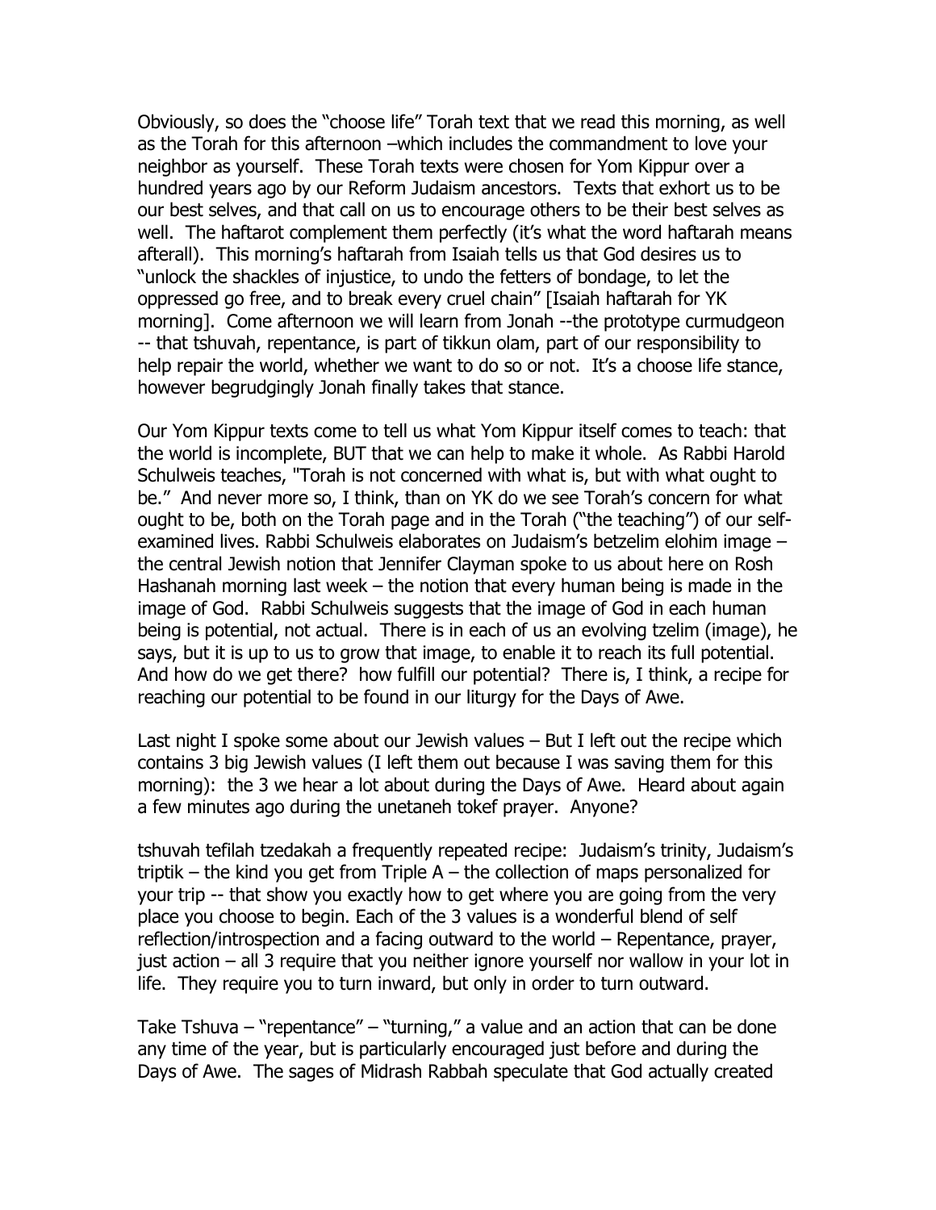Obviously, so does the "choose life" Torah text that we read this morning, as well as the Torah for this afternoon –which includes the commandment to love your neighbor as yourself. These Torah texts were chosen for Yom Kippur over a hundred years ago by our Reform Judaism ancestors. Texts that exhort us to be our best selves, and that call on us to encourage others to be their best selves as well. The haftarot complement them perfectly (it's what the word haftarah means afterall). This morning's haftarah from Isaiah tells us that God desires us to "unlock the shackles of injustice, to undo the fetters of bondage, to let the oppressed go free, and to break every cruel chain" [Isaiah haftarah for YK morning]. Come afternoon we will learn from Jonah --the prototype curmudgeon -- that tshuvah, repentance, is part of tikkun olam, part of our responsibility to help repair the world, whether we want to do so or not. It's a choose life stance, however begrudgingly Jonah finally takes that stance.

Our Yom Kippur texts come to tell us what Yom Kippur itself comes to teach: that the world is incomplete, BUT that we can help to make it whole. As Rabbi Harold Schulweis teaches, "Torah is not concerned with what is, but with what ought to be." And never more so, I think, than on YK do we see Torah's concern for what ought to be, both on the Torah page and in the Torah ("the teaching") of our self-examined lives. Rabbi Schulweis elaborates on Judaism's betzelim elohim image – the central Jewish notion that Jennifer Clayman spoke to us about here on Rosh Hashanah morning last week – the notion that every human being is made in the image of God. Rabbi Schulweis suggests that the image of God in each human being is potential, not actual. There is in each of us an evolving tzelim (image), he says, but it is up to us to grow that image, to enable it to reach its full potential. And how do we get there? how fulfill our potential? There is, I think, a recipe for reaching our potential to be found in our liturgy for the Days of Awe.

Last night I spoke some about our Jewish values – But I left out the recipe which contains 3 big Jewish values (I left them out because I was saving them for this morning): the 3 we hear a lot about during the Days of Awe. Heard about again a few minutes ago during the unetaneh tokef prayer. Anyone?

tshuvah tefilah tzedakah a frequently repeated recipe: Judaism's trinity, Judaism's triptik – the kind you get from Triple A – the collection of maps personalized for your trip -- that show you exactly how to get where you are going from the very place you choose to begin. Each of the 3 values is a wonderful blend of self reflection/introspection and a facing outward to the world – Repentance, prayer, just action – all 3 require that you neither ignore yourself nor wallow in your lot in life. They require you to turn inward, but only in order to turn outward.

Take Tshuva – "repentance" – "turning," a value and an action that can be done any time of the year, but is particularly encouraged just before and during the Days of Awe. The sages of Midrash Rabbah speculate that God actually created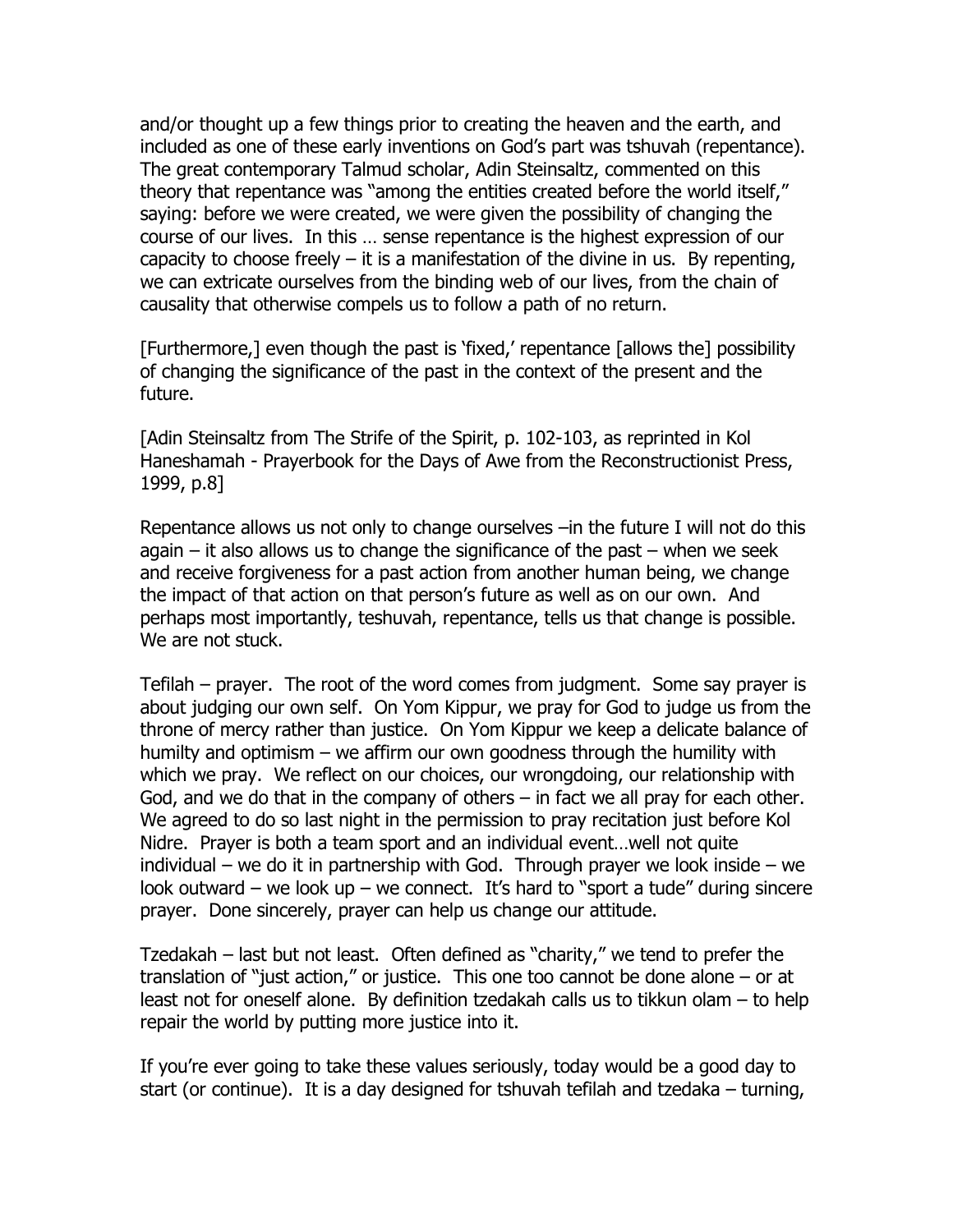and/or thought up a few things prior to creating the heaven and the earth, and included as one of these early inventions on God's part was tshuvah (repentance). The great contemporary Talmud scholar, Adin Steinsaltz, commented on this theory that repentance was "among the entities created before the world itself," saying: before we were created, we were given the possibility of changing the course of our lives. In this … sense repentance is the highest expression of our capacity to choose freely – it is a manifestation of the divine in us. By repenting, we can extricate ourselves from the binding web of our lives, from the chain of causality that otherwise compels us to follow a path of no return.

[Furthermore,] even though the past is 'fixed,' repentance [allows the] possibility of changing the significance of the past in the context of the present and the future.

[Adin Steinsaltz from The Strife of the Spirit, p. 102-103, as reprinted in Kol Haneshamah - Prayerbook for the Days of Awe from the Reconstructionist Press, 1999, p.8]

Repentance allows us not only to change ourselves –in the future I will not do this again – it also allows us to change the significance of the past – when we seek and receive forgiveness for a past action from another human being, we change the impact of that action on that person's future as well as on our own. And perhaps most importantly, teshuvah, repentance, tells us that change is possible. We are not stuck.

Tefilah – prayer. The root of the word comes from judgment. Some say prayer is about judging our own self. On Yom Kippur, we pray for God to judge us from the throne of mercy rather than justice. On Yom Kippur we keep a delicate balance of humilty and optimism – we affirm our own goodness through the humility with which we pray. We reflect on our choices, our wrongdoing, our relationship with God, and we do that in the company of others – in fact we all pray for each other. We agreed to do so last night in the permission to pray recitation just before Kol Nidre. Prayer is both a team sport and an individual event…well not quite individual – we do it in partnership with God. Through prayer we look inside – we look outward – we look up – we connect. It's hard to "sport a tude" during sincere prayer. Done sincerely, prayer can help us change our attitude.

Tzedakah – last but not least. Often defined as "charity," we tend to prefer the translation of "just action," or justice. This one too cannot be done alone – or at least not for oneself alone. By definition tzedakah calls us to tikkun olam – to help repair the world by putting more justice into it.

If you're ever going to take these values seriously, today would be a good day to start (or continue). It is a day designed for tshuvah tefilah and tzedaka – turning,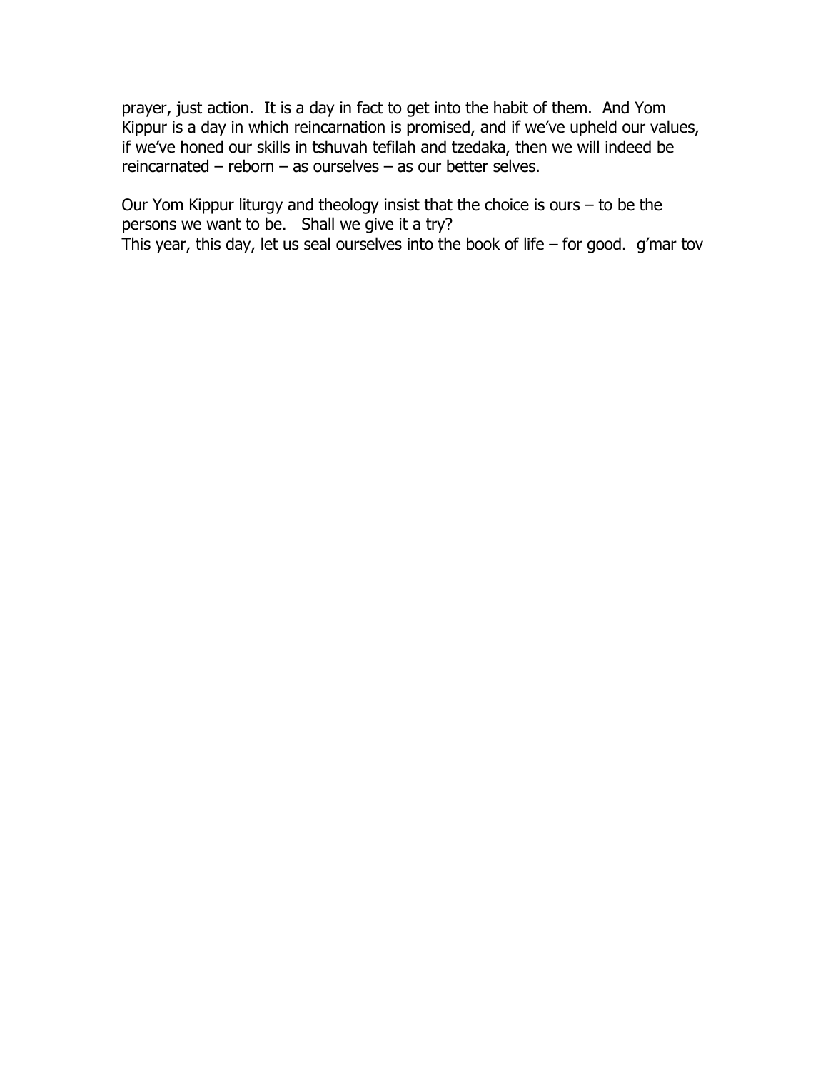prayer, just action. It is a day in fact to get into the habit of them. And Yom Kippur is a day in which reincarnation is promised, and if we've upheld our values, if we've honed our skills in tshuvah tefilah and tzedaka, then we will indeed be reincarnated – reborn – as ourselves – as our better selves.

Our Yom Kippur liturgy and theology insist that the choice is ours – to be the persons we want to be. Shall we give it a try?
This year, this day, let us seal ourselves into the book of life – for good. g'mar tov